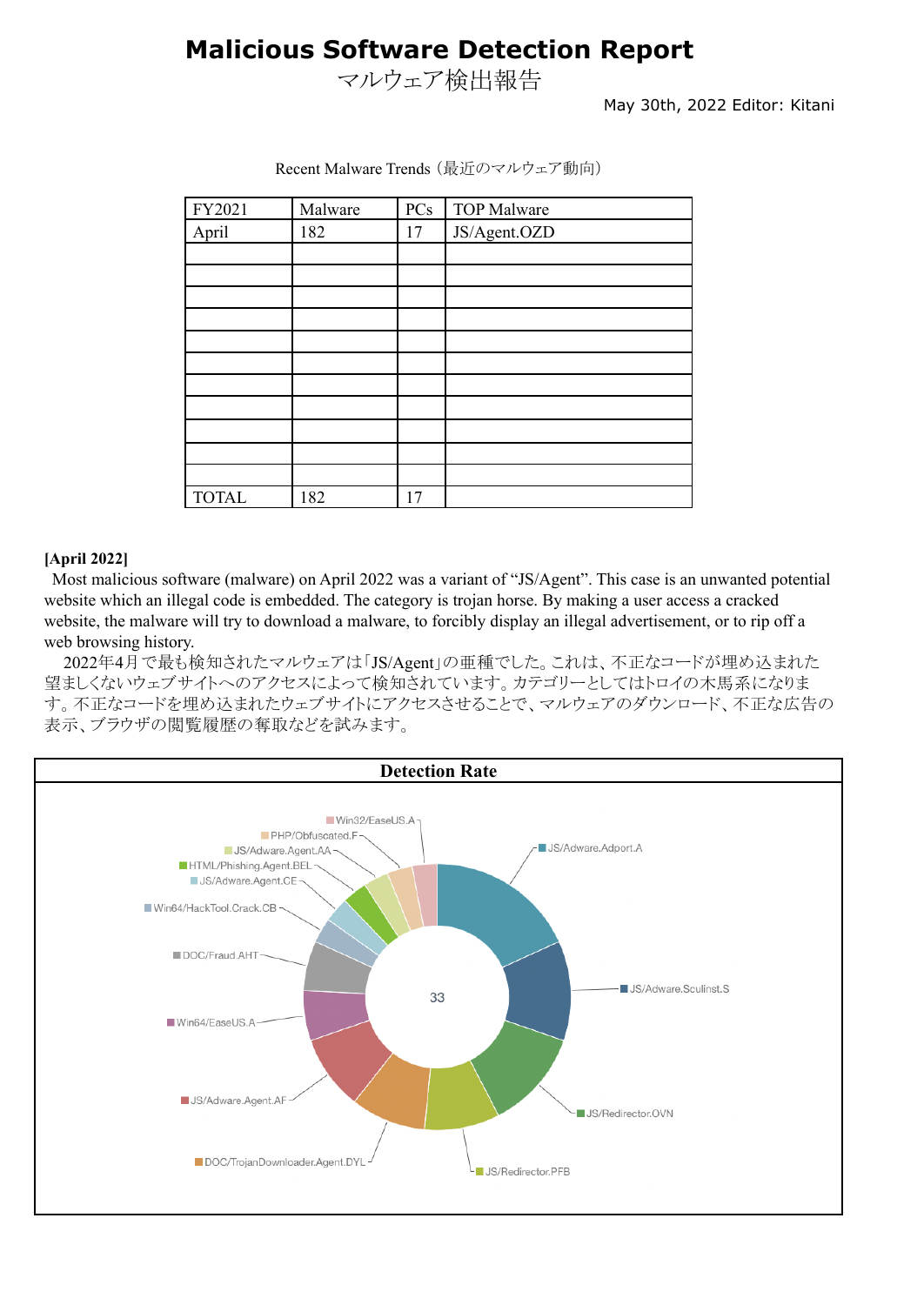# Malicious Software Detection Report

マルウェア検出報告

May 30th, 2022 Editor: Kitani

Recent Malware Trends（最近のマルウェア動向）

| FY2021 | Malware | PCs | TOP Malware |
|---|---|---|---|
| April | 182 | 17 | JS/Agent.OZD |
| | | | |
| | | | |
| | | | |
| | | | |
| | | | |
| | | | |
| | | | |
| | | | |
| | | | |
| | | | |
| | | | |
| TOTAL | 182 | 17 | |

**[April 2022]**

Most malicious software (malware) on April 2022 was a variant of “JS/Agent”. This case is an unwanted potential website which an illegal code is embedded. The category is trojan horse. By making a user access a cracked website, the malware will try to download a malware, to forcibly display an illegal advertisement, or to rip off a web browsing history.

2022年4月で最も検知されたマルウェアは「JS/Agent」の亜種でした。これは、不正なコードが埋め込まれた望ましくないウェブサイトへのアクセスによって検知されています。カテゴリーとしてはトロイの木馬系になります。不正なコードを埋め込まれたウェブサイトにアクセスさせることで、マルウェアのダウンロード、不正な広告の表示、ブラウザの閲覧履歴の奪取などを試みます。

**Detection Rate**

33

- JS/Adware.Adport.A
- JS/Adware.Sculinst.S
- JS/Redirector.OVN
- JS/Redirector.PFB
- DOC/TrojanDownloader.Agent.DYL
- JS/Adware.Agent.AF
- Win64/EaseUS.A
- DOC/Fraud.AHT
- Win64/HackTool.Crack.CB
- JS/Adware.Agent.CE
- HTML/Phishing.Agent.BEL
- JS/Adware.Agent.AA
- PHP/Obfuscated.F
- Win32/EaseUS.A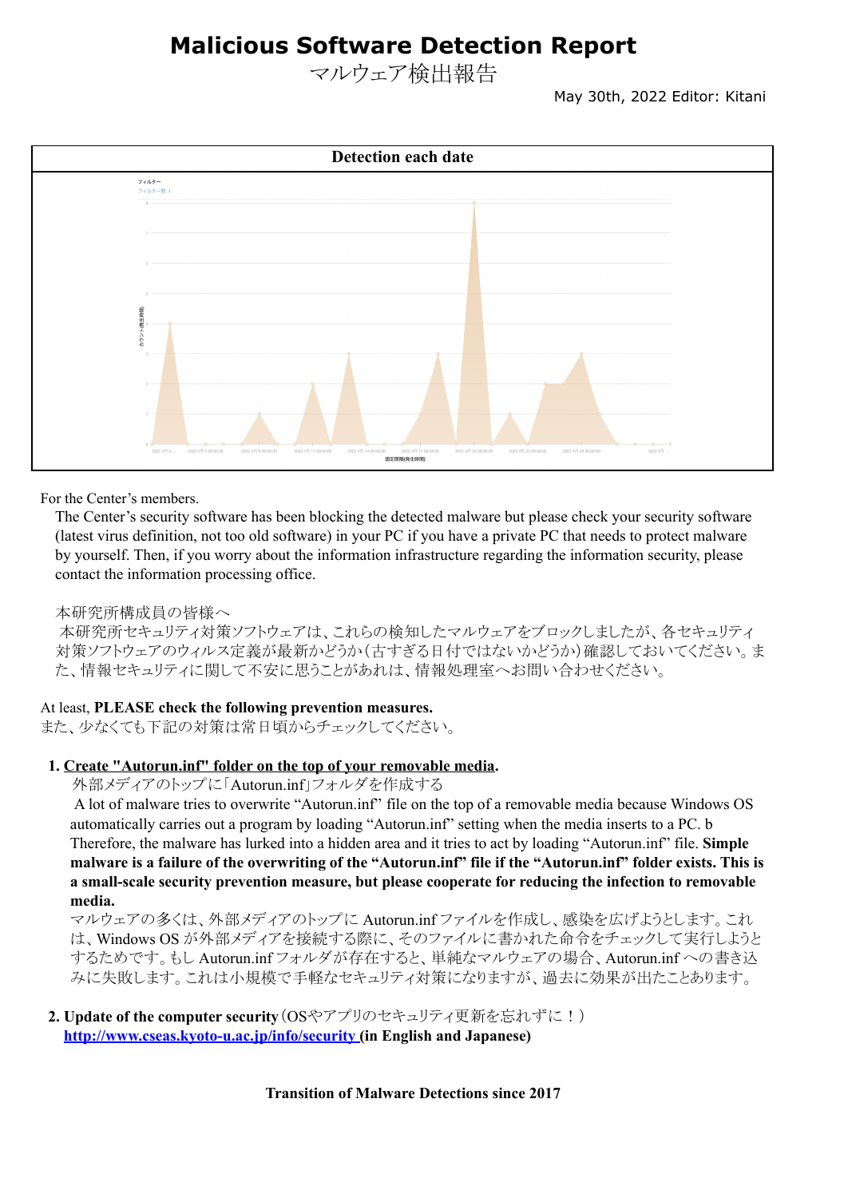# Malicious Software Detection Report

マルウェア検出報告

May 30th, 2022 Editor: Kitani

**Detection each date**

For the Center's members.

The Center's security software has been blocking the detected malware but please check your security software (latest virus definition, not too old software) in your PC if you have a private PC that needs to protect malware by yourself. Then, if you worry about the information infrastructure regarding the information security, please contact the information processing office.

本研究所構成員の皆様へ

本研究所セキュリティ対策ソフトウェアは、これらの検知したマルウェアをブロックしましたが、各セキュリティ対策ソフトウェアのウィルス定義が最新かどうか(古すぎる日付ではないかどうか)確認しておいてください。また、情報セキュリティに関して不安に思うことがあれば、情報処理室へお問い合わせください。

At least, **PLEASE check the following prevention measures.**

また、少なくても下記の対策は常日頃からチェックしてください。

1. **Create "Autorun.inf" folder on the top of your removable media.**

   外部メディアのトップに「Autorun.inf」フォルダを作成する

   A lot of malware tries to overwrite "Autorun.inf" file on the top of a removable media because Windows OS automatically carries out a program by loading "Autorun.inf" setting when the media inserts to a PC. b Therefore, the malware has lurked into a hidden area and it tries to act by loading "Autorun.inf" file. **Simple malware is a failure of the overwriting of the "Autorun.inf" file if the "Autorun.inf" folder exists. This is a small-scale security prevention measure, but please cooperate for reducing the infection to removable media.**

   マルウェアの多くは、外部メディアのトップに Autorun.inf ファイルを作成し、感染を広げようとします。これは、Windows OS が外部メディアを接続する際に、そのファイルに書かれた命令をチェックして実行しようとするためです。もし Autorun.inf フォルダが存在すると、単純なマルウェアの場合、Autorun.inf への書き込みに失敗します。これは小規模で手軽なセキュリティ対策になりますが、過去に効果が出たことあります。

2. **Update of the computer security**（OSやアプリのセキュリティ更新を忘れずに！）

   **http://www.cseas.kyoto-u.ac.jp/info/security (in English and Japanese)**

**Transition of Malware Detections since 2017**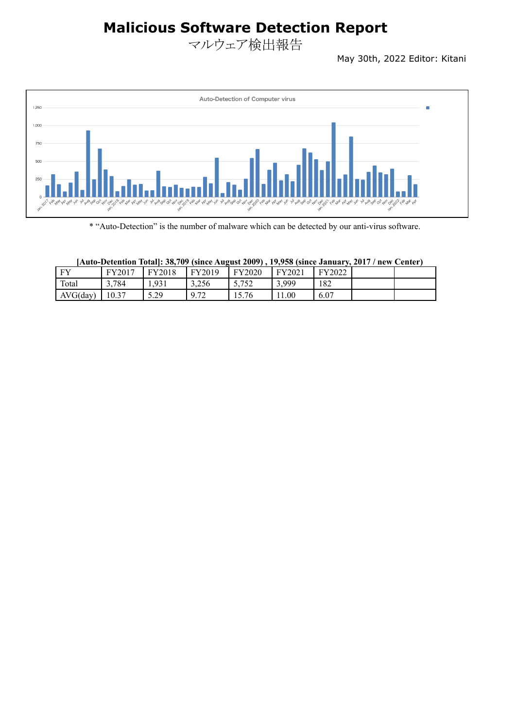# Malicious Software Detection Report

マルウェア検出報告

May 30th, 2022 Editor: Kitani

Auto-Detection of Computer virus

1,250
1,000
750
500
250
0

Jan, 2017 Feb Mar Apr May Jun Jul Aug Sep Oct Nov Dec Jan, 2018 Feb Mar Apr May Jun Jul Aug Sep Oct Nov Dec Jan, 2019 Feb Mar Apr May Jun Jul Aug Sep Oct Nov Dec Jan, 2020 Feb Mar Apr May Jun Jul Aug Sep Oct Nov Dec Jan, 2021 Feb Mar Apr May Jun Jul Aug Sep Oct Nov Dec Jan, 2022 Feb Mar Apr

* "Auto-Detection" is the number of malware which can be detected by our anti-virus software.

**[Auto-Detention Total]: 38,709 (since August 2009) , 19,958 (since January, 2017 / new Center)**

| FY | FY2017 | FY2018 | FY2019 | FY2020 | FY2021 | FY2022 | | |
|---|---|---|---|---|---|---|---|---|
| Total | 3,784 | 1,931 | 3,256 | 5,752 | 3,999 | 182 | | |
| AVG(day) | 10.37 | 5.29 | 9.72 | 15.76 | 11.00 | 6.07 | | |